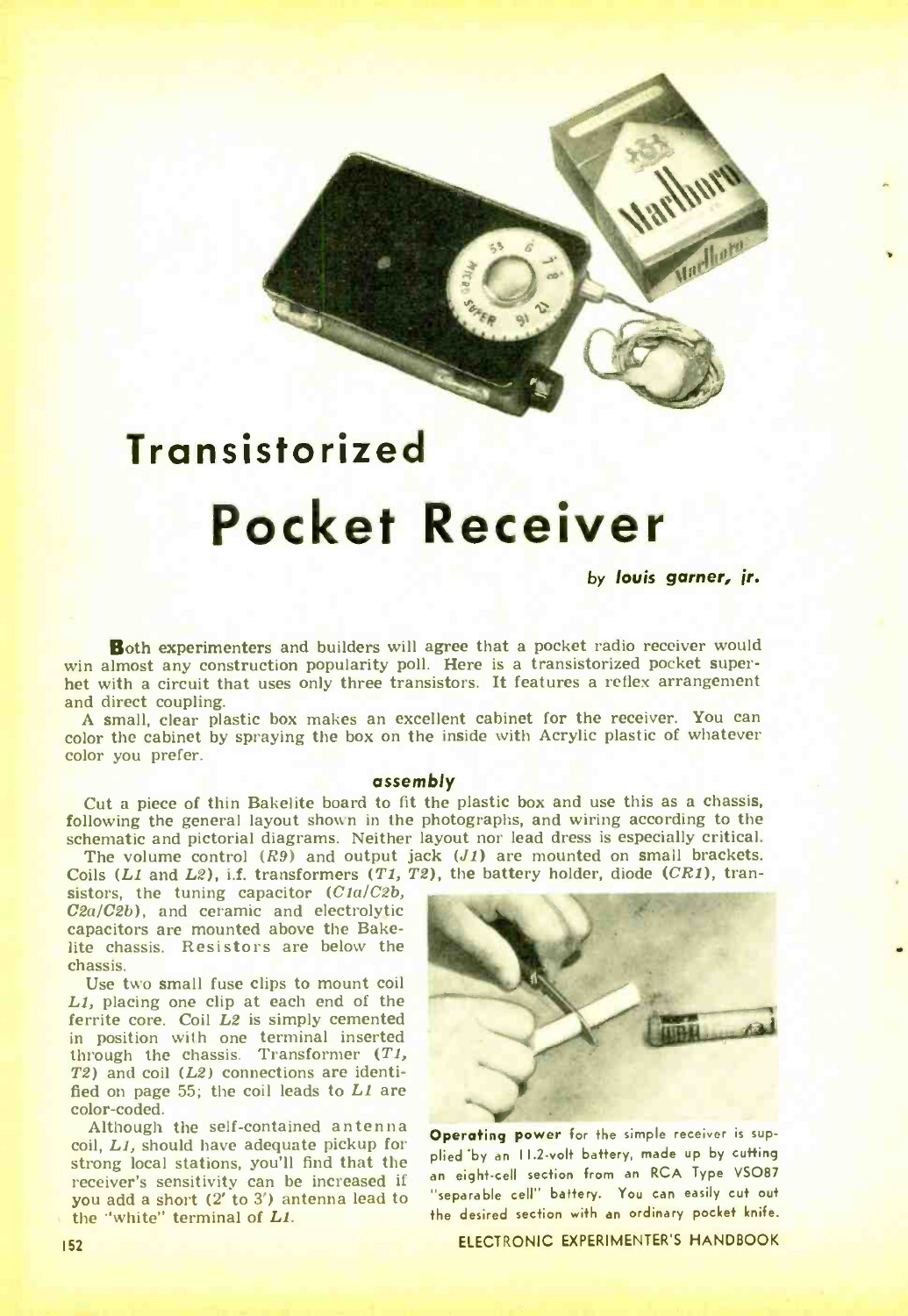# Transistorized

# Pocket Receiver

*by louis garner, jr.*

**Both experimenters and builders will agree that a pocket radio receiver would win almost any construction popularity poll. Here is a transistorized pocket superhet with a circuit that uses only three transistors. It features a reflex arrangement and direct coupling.**

A small, clear plastic box makes an excellent cabinet for the receiver. You can color the cabinet by spraying the box on the inside with Acrylic plastic of whatever color you prefer.

### assembly

Cut a piece of thin Bakelite board to fit the plastic box and use this as a chassis, following the general layout shown in the photographs, and wiring according to the schematic and pictorial diagrams. Neither layout nor lead dress is especially critical.

The volume control (*R9*) and output jack (*J1*) are mounted on small brackets. Coils (*L1* and *L2*), i.f. transformers (*T1, T2*), the battery holder, diode (*CR1*), transistors, the tuning capacitor (*C1a/C2b, C2a/C2b*), and ceramic and electrolytic capacitors are mounted above the Bakelite chassis. Resistors are below the chassis.

Use two small fuse clips to mount coil *L1*, placing one clip at each end of the ferrite core. Coil *L2* is simply cemented in position with one terminal inserted through the chassis. Transformer (*T1, T2*) and coil (*L2*) connections are identified on page 55; the coil leads to *L1* are color-coded.

Although the self-contained antenna coil, *L1*, should have adequate pickup for strong local stations, you'll find that the receiver's sensitivity can be increased if you add a short (2' to 3') antenna lead to the "white" terminal of *L1*.

**Operating power** for the simple receiver is supplied by an 11.2-volt battery, made up by cutting an eight-cell section from an RCA Type VS087 "separable cell" battery. You can easily cut out the desired section with an ordinary pocket knife.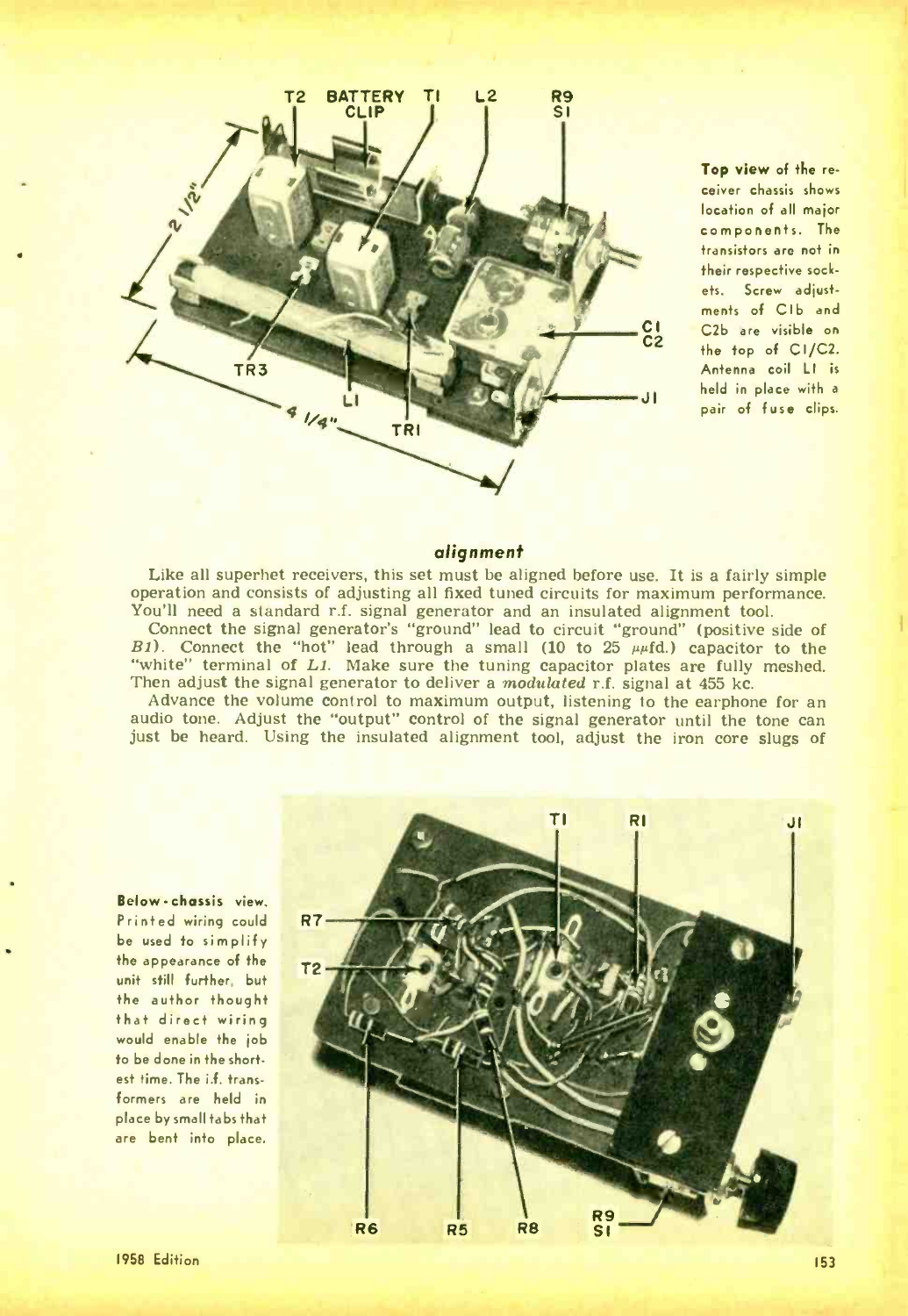**Top view** of the receiver chassis shows location of all major components. The transistors are not in their respective sockets. Screw adjustments of C1b and C2b are visible on the top of C1/C2. Antenna coil L1 is held in place with a pair of fuse clips.

### *alignment*

Like all superhet receivers, this set must be aligned before use. It is a fairly simple operation and consists of adjusting all fixed tuned circuits for maximum performance. You'll need a standard r.f. signal generator and an insulated alignment tool.

Connect the signal generator's "ground" lead to circuit "ground" (positive side of *B1*). Connect the "hot" lead through a small (10 to 25 $\mu\mu$fd.) capacitor to the "white" terminal of *L1*. Make sure the tuning capacitor plates are fully meshed. Then adjust the signal generator to deliver a *modulated* r.f. signal at 455 kc.

Advance the volume control to maximum output, listening to the earphone for an audio tone. Adjust the "output" control of the signal generator until the tone can just be heard. Using the insulated alignment tool, adjust the iron core slugs of

**Below-chassis** view. Printed wiring could be used to simplify the appearance of the unit still further, but the author thought that direct wiring would enable the job to be done in the shortest time. The i.f. transformers are held in place by small tabs that are bent into place.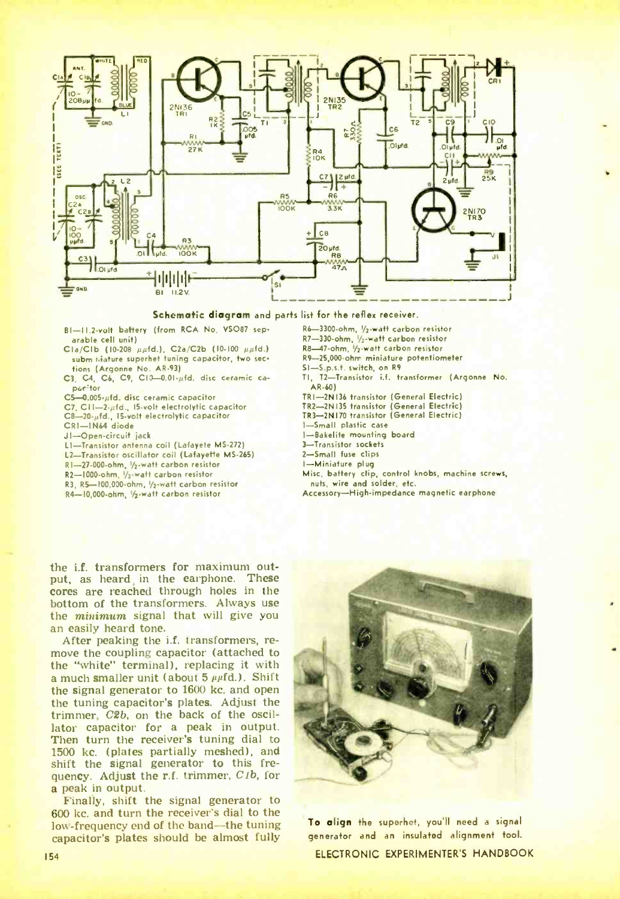**Schematic diagram** and parts list for the reflex receiver.

- B1—11.2-volt battery (from RCA No. VS087 separable cell unit)
- C1a/C1b (10-208 $\mu\mu$fd.), C2a/C2b (10-100 $\mu\mu$fd.) subminiature superhet tuning capacitor, two sections (Argonne No. AR-93)
- C3, C4, C6, C9, C10—0.01-$\mu$fd. disc ceramic capacitor
- C5—0.005-$\mu$fd. disc ceramic capacitor
- C7, C11—2-$\mu$fd., 15-volt electrolytic capacitor
- C8—20-$\mu$fd., 15-volt electrolytic capacitor
- CR1—1N64 diode
- J1—Open-circuit jack
- L1—Transistor antenna coil (Lafayete MS-272)
- L2—Transistor oscillator coil (Lafayette MS-265)
- R1—27,000-ohm, ½-watt carbon resistor
- R2—1000-ohm, ½-watt carbon resistor
- R3, R5—100,000-ohm, ½-watt carbon resistor
- R4—10,000-ohm, ½-watt carbon resistor
- R6—3300-ohm, ½-watt carbon resistor
- R7—330-ohm, ½-watt carbon resistor
- R8—47-ohm, ½-watt carbon resistor
- R9—25,000-ohm miniature potentiometer
- S1—S.p.s.t. switch, on R9
- T1, T2—Transistor i.f. transformer (Argonne No. AR-60)
- TR1—2N136 transistor (General Electric)
- TR2—2N135 transistor (General Electric)
- TR3—2N170 transistor (General Electric)
- 1—Small plastic case
- 1—Bakelite mounting board
- 3—Transistor sockets
- 2—Small fuse clips
- 1—Miniature plug
- Misc. battery clip, control knobs, machine screws, nuts, wire and solder, etc.
- Accessory—High-impedance magnetic earphone

the i.f. transformers for maximum output, as heard in the earphone. These cores are reached through holes in the bottom of the transformers. Always use the *minimum* signal that will give you an easily heard tone.

After peaking the i.f. transformers, remove the coupling capacitor (attached to the "white" terminal), replacing it with a much smaller unit (about 5 $\mu\mu$fd.). Shift the signal generator to 1600 kc. and open the tuning capacitor's plates. Adjust the trimmer, *C2b*, on the back of the oscillator capacitor for a peak in output. Then turn the receiver's tuning dial to 1500 kc. (plates partially meshed), and shift the signal generator to this frequency. Adjust the r.f. trimmer, *C1b*, for a peak in output.

Finally, shift the signal generator to 600 kc. and turn the receiver's dial to the low-frequency end of the band—the tuning capacitor's plates should be almost fully

**To align** the superhet, you'll need a signal generator and an insulated alignment tool.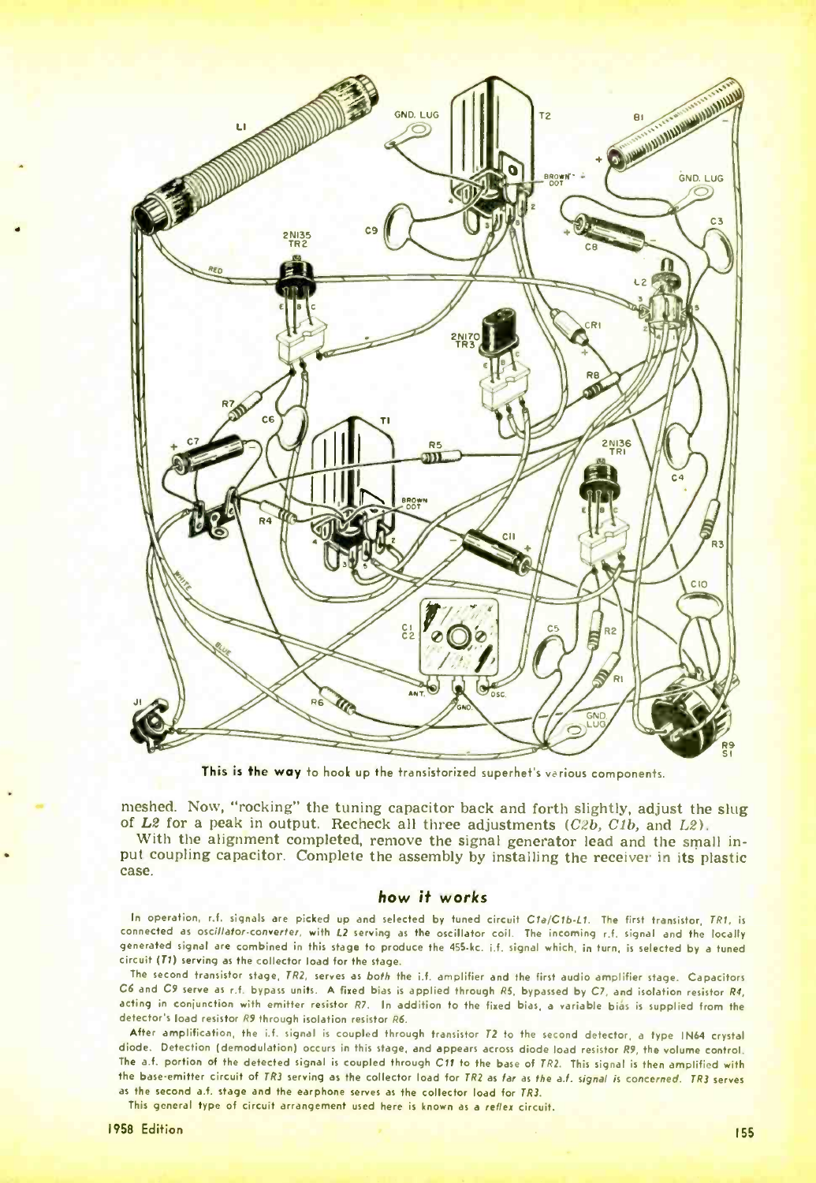This is the way to hook up the transistorized superhet's various components.

meshed. Now, "rocking" the tuning capacitor back and forth slightly, adjust the slug of *L2* for a peak in output. Recheck all three adjustments (*C2b, C1b,* and *L2*).

With the alignment completed, remove the signal generator lead and the small input coupling capacitor. Complete the assembly by installing the receiver in its plastic case.

### how it works

In operation, r.f. signals are picked up and selected by tuned circuit *C1a/C1b-L1*. The first transistor, *TR1*, is connected as *oscillator-converter*, with *L2* serving as the oscillator coil. The incoming r.f. signal and the locally generated signal are combined in this stage to produce the 455-kc. i.f. signal which, in turn, is selected by a tuned circuit (*T1*) serving as the collector load for the stage.

The second transistor stage, *TR2*, serves as *both* the i.f. amplifier and the first audio amplifier stage. Capacitors *C6* and *C9* serve as r.f. bypass units. A fixed bias is applied through *R5*, bypassed by *C7*, and isolation resistor *R4*, acting in conjunction with emitter resistor *R7*. In addition to the fixed bias, a variable bias is supplied from the detector's load resistor *R9* through isolation resistor *R6*.

After amplification, the i.f. signal is coupled through transistor *T2* to the second detector, a type 1N64 crystal diode. Detection (demodulation) occurs in this stage, and appears across diode load resistor *R9*, the volume control. The a.f. portion of the detected signal is coupled through *C11* to the base of *TR2*. This signal is then amplified with the base-emitter circuit of *TR3* serving as the collector load for *TR2 as far as the a.f. signal is concerned*. *TR3* serves as the second a.f. stage and the earphone serves as the collector load for *TR3*.

This general type of circuit arrangement used here is known as a *reflex* circuit.